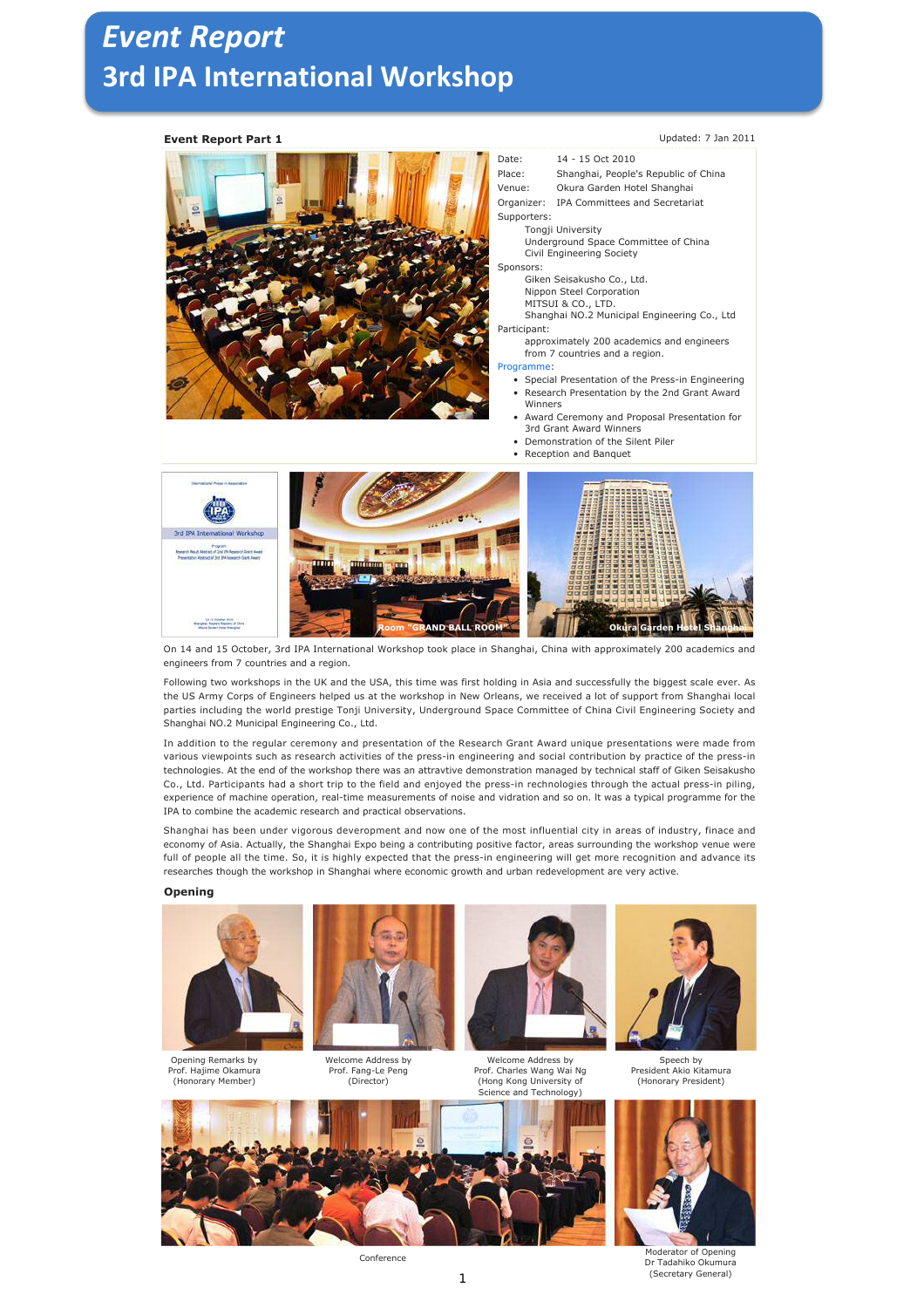# Event Report
# 3rd IPA International Workshop

**Event Report Part 1**

Updated: 7 Jan 2011

Date: 14 - 15 Oct 2010

Place: Shanghai, People's Republic of China

Venue: Okura Garden Hotel Shanghai

Organizer: IPA Committees and Secretariat

Supporters:
- Tongji University
- Underground Space Committee of China Civil Engineering Society

Sponsors:
- Giken Seisakusho Co., Ltd.
- Nippon Steel Corporation
- MITSUI & CO., LTD.
- Shanghai NO.2 Municipal Engineering Co., Ltd

Participant:
approximately 200 academics and engineers from 7 countries and a region.

Programme:
- Special Presentation of the Press-in Engineering
- Research Presentation by the 2nd Grant Award Winners
- Award Ceremony and Proposal Presentation for 3rd Grant Award Winners
- Demonstration of the Silent Piler
- Reception and Banquet

Room "GRAND BALL ROOM"

Okura Garden Hotel Shanghai

On 14 and 15 October, 3rd IPA International Workshop took place in Shanghai, China with approximately 200 academics and engineers from 7 countries and a region.

Following two workshops in the UK and the USA, this time was first holding in Asia and successfully the biggest scale ever. As the US Army Corps of Engineers helped us at the workshop in New Orleans, we received a lot of support from Shanghai local parties including the world prestige Tonji University, Underground Space Committee of China Civil Engineering Society and Shanghai NO.2 Municipal Engineering Co., Ltd.

In addition to the regular ceremony and presentation of the Research Grant Award unique presentations were made from various viewpoints such as research activities of the press-in engineering and social contribution by practice of the press-in technologies. At the end of the workshop there was an attravtive demonstration managed by technical staff of Giken Seisakusho Co., Ltd. Participants had a short trip to the field and enjoyed the press-in rechnologies through the actual press-in piling, experience of machine operation, real-time measurements of noise and vidration and so on. It was a typical programme for the IPA to combine the academic research and practical observations.

Shanghai has been under vigorous deveropment and now one of the most influential city in areas of industry, finace and economy of Asia. Actually, the Shanghai Expo being a contributing positive factor, areas surrounding the workshop venue were full of people all the time. So, it is highly expected that the press-in engineering will get more recognition and advance its researches though the workshop in Shanghai where economic growth and urban redevelopment are very active.

## Opening

Opening Remarks by Prof. Hajime Okamura (Honorary Member)

Welcome Address by Prof. Fang-Le Peng (Director)

Welcome Address by Prof. Charles Wang Wai Ng (Hong Kong University of Science and Technology)

Speech by President Akio Kitamura (Honorary President)

Conference

Moderator of Opening Dr Tadahiko Okumura (Secretary General)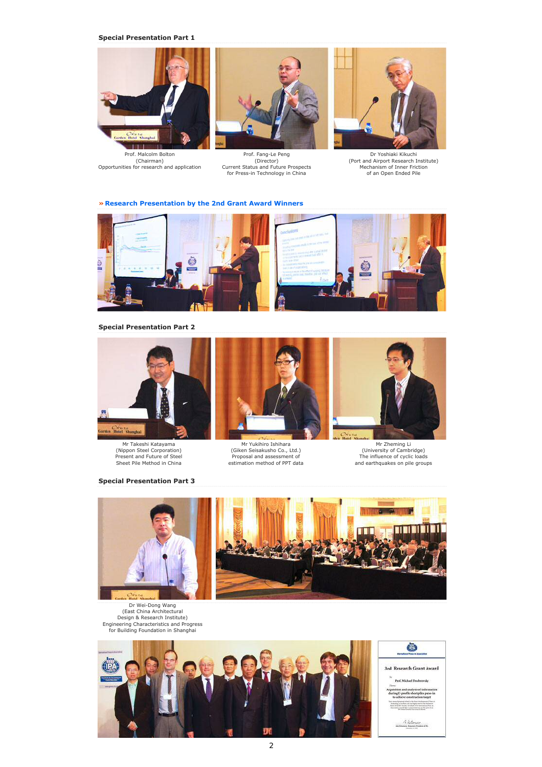## Special Presentation Part 1

Prof. Malcolm Bolton
(Chairman)
Opportunities for research and application

Prof. Fang-Le Peng
(Director)
Current Status and Future Prospects
for Press-in Technology in China

Dr Yoshiaki Kikuchi
(Port and Airport Research Institute)
Mechanism of Inner Friction
of an Open Ended Pile

## » Research Presentation by the 2nd Grant Award Winners

## Special Presentation Part 2

Mr Takeshi Katayama
(Nippon Steel Corporation)
Present and Future of Steel
Sheet Pile Method in China

Mr Yukihiro Ishihara
(Giken Seisakusho Co., Ltd.)
Proposal and assessment of
estimation method of PPT data

Mr Zheming Li
(University of Cambridge)
The influence of cyclic loads
and earthquakes on pile groups

## Special Presentation Part 3

Dr Wei-Dong Wang
(East China Architectural
Design & Research Institute)
Engineering Characteristics and Progress
for Building Foundation in Shanghai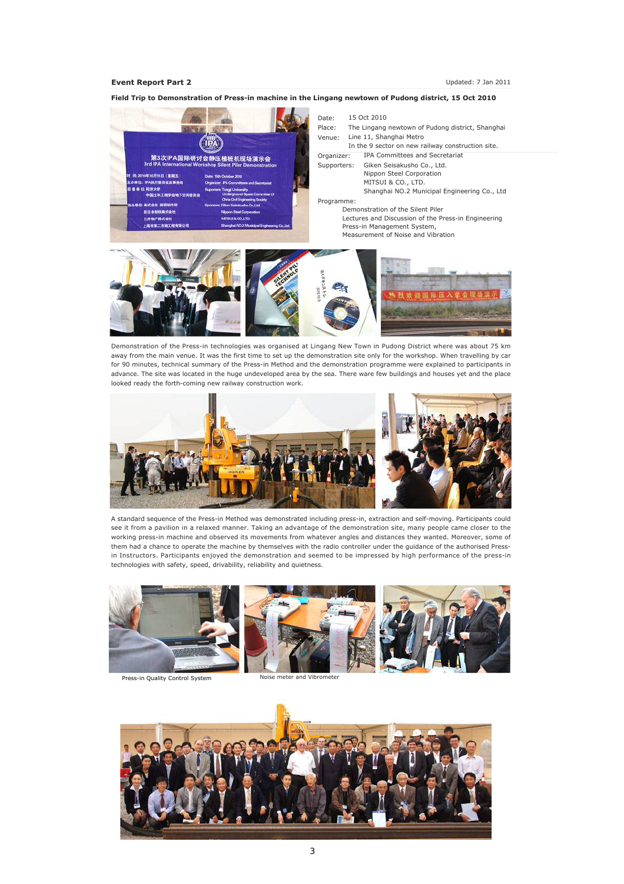**Event Report Part 2**

Updated: 7 Jan 2011

**Field Trip to Demonstration of Press-in machine in the Lingang newtown of Pudong district, 15 Oct 2010**

Date: 15 Oct 2010
Place: The Lingang newtown of Pudong district, Shanghai
Venue: Line 11, Shanghai Metro
In the 9 sector on new railway construction site.
Organizer: IPA Committees and Secretariat
Supporters: Giken Seisakusho Co., Ltd.
Nippon Steel Corporation
MITSUI & CO., LTD.
Shanghai NO.2 Municipal Engineering Co., Ltd
Programme:
Demonstration of the Silent Piler
Lectures and Discussion of the Press-in Engineering
Press-in Management System,
Measurement of Noise and Vibration

Demonstration of the Press-in technologies was organised at Lingang New Town in Pudong District where was about 75 km away from the main venue. It was the first time to set up the demonstration site only for the workshop. When travelling by car for 90 minutes, technical summary of the Press-in Method and the demonstration programme were explained to participants in advance. The site was located in the huge undeveloped area by the sea. There ware few buildings and houses yet and the place looked ready the forth-coming new railway construction work.

A standard sequence of the Press-in Method was demonstrated including press-in, extraction and self-moving. Participants could see it from a pavilion in a relaxed manner. Taking an advantage of the demonstration site, many people came closer to the working press-in machine and observed its movements from whatever angles and distances they wanted. Moreover, some of them had a chance to operate the machine by themselves with the radio controller under the guidance of the authorised Press-in Instructors. Participants enjoyed the demonstration and seemed to be impressed by high performance of the press-in technologies with safety, speed, drivability, reliability and quietness.

Press-in Quality Control System

Noise meter and Vibrometer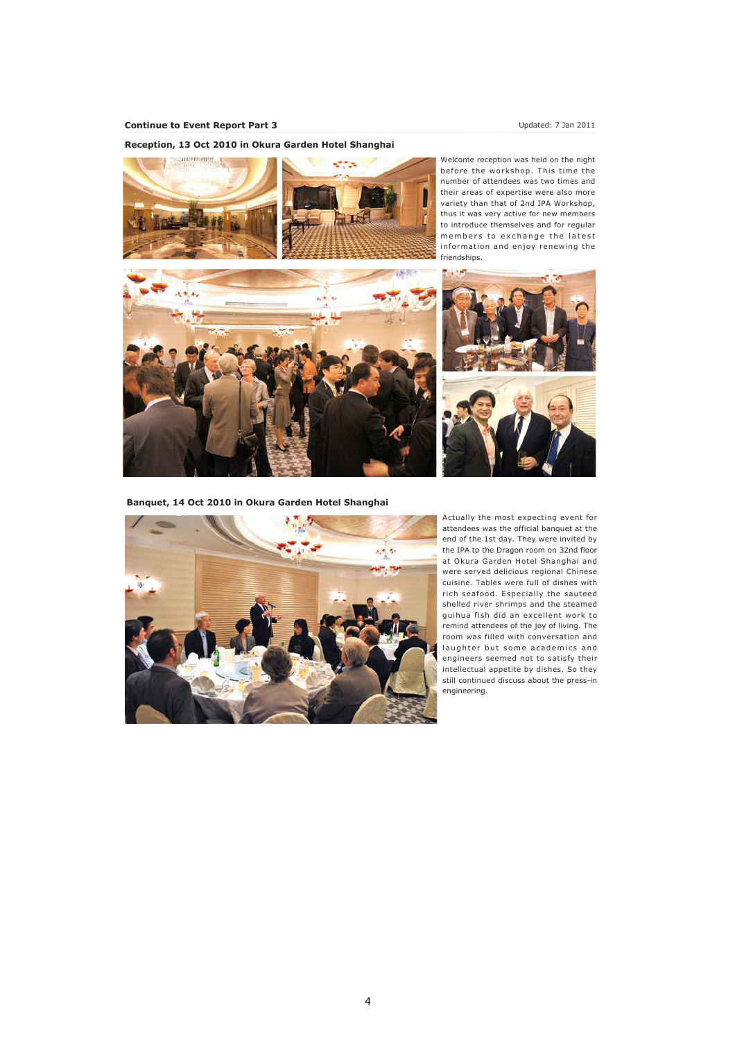**Continue to Event Report Part 3**

Updated: 7 Jan 2011

### Reception, 13 Oct 2010 in Okura Garden Hotel Shanghai

Welcome reception was held on the night before the workshop. This time the number of attendees was two times and their areas of expertise were also more variety than that of 2nd IPA Workshop, thus it was very active for new members to introduce themselves and for regular members to exchange the latest information and enjoy renewing the friendships.

### Banquet, 14 Oct 2010 in Okura Garden Hotel Shanghai

Actually the most expecting event for attendees was the official banquet at the end of the 1st day. They were invited by the IPA to the Dragon room on 32nd floor at Okura Garden Hotel Shanghai and were served delicious regional Chinese cuisine. Tables were full of dishes with rich seafood. Especially the sauteed shelled river shrimps and the steamed guihua fish did an excellent work to remind attendees of the joy of living. The room was filled with conversation and laughter but some academics and engineers seemed not to satisfy their intellectual appetite by dishes. So they still continued discuss about the press-in engineering.